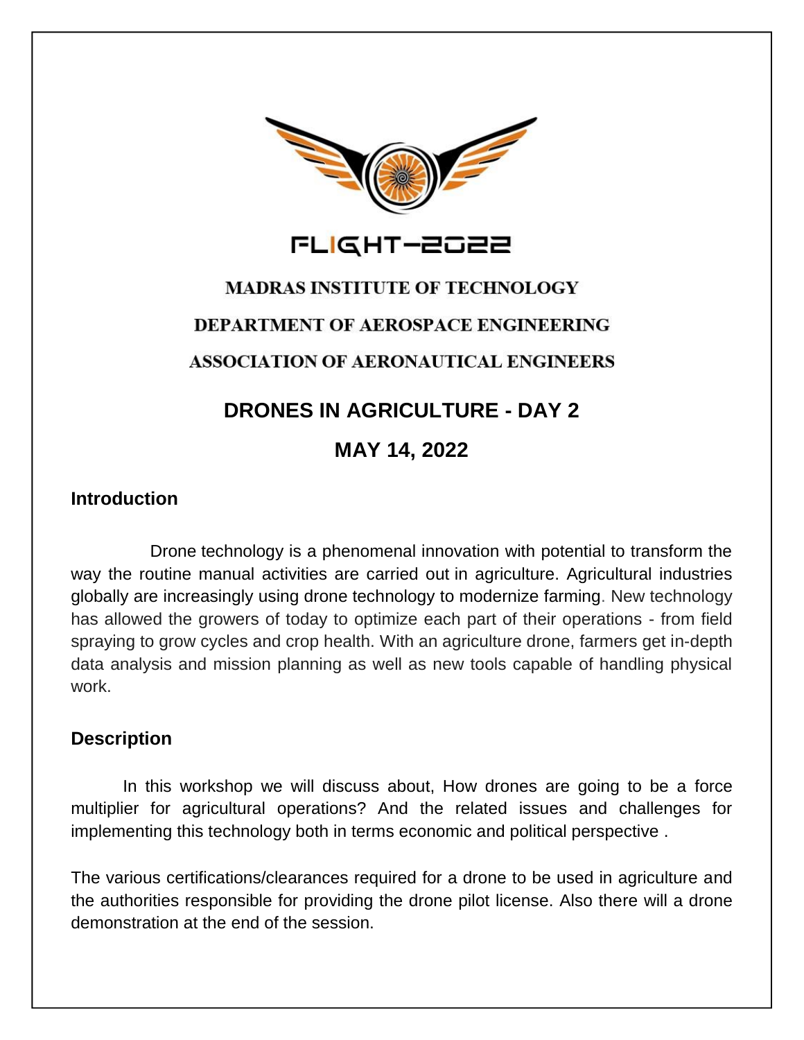FLIGHT-2022

**MADRAS INSTITUTE OF TECHNOLOGY**

**DEPARTMENT OF AEROSPACE ENGINEERING**

**ASSOCIATION OF AERONAUTICAL ENGINEERS**

# DRONES IN AGRICULTURE - DAY 2

## MAY 14, 2022

### Introduction

Drone technology is a phenomenal innovation with potential to transform the way the routine manual activities are carried out in agriculture. Agricultural industries globally are increasingly using drone technology to modernize farming. New technology has allowed the growers of today to optimize each part of their operations - from field spraying to grow cycles and crop health. With an agriculture drone, farmers get in-depth data analysis and mission planning as well as new tools capable of handling physical work.

### Description

In this workshop we will discuss about, How drones are going to be a force multiplier for agricultural operations? And the related issues and challenges for implementing this technology both in terms economic and political perspective .

The various certifications/clearances required for a drone to be used in agriculture and the authorities responsible for providing the drone pilot license. Also there will a drone demonstration at the end of the session.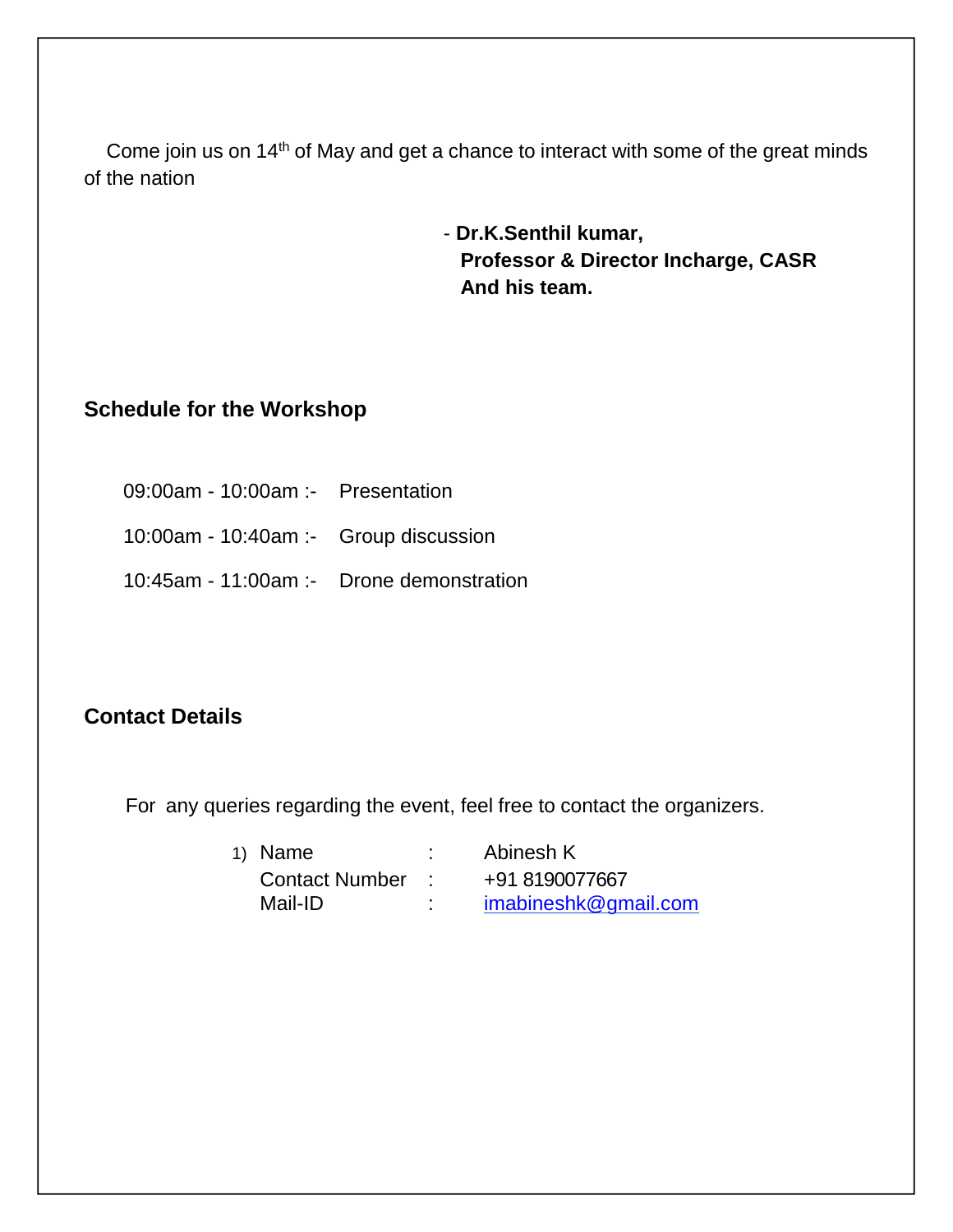Come join us on 14th of May and get a chance to interact with some of the great minds of the nation

- **Dr.K.Senthil kumar,**
  **Professor & Director Incharge, CASR**
  **And his team.**

## Schedule for the Workshop

09:00am - 10:00am :- Presentation

10:00am - 10:40am :- Group discussion

10:45am - 11:00am :- Drone demonstration

## Contact Details

For any queries regarding the event, feel free to contact the organizers.

1) Name : Abinesh K
   Contact Number : +91 8190077667
   Mail-ID : imabineshk@gmail.com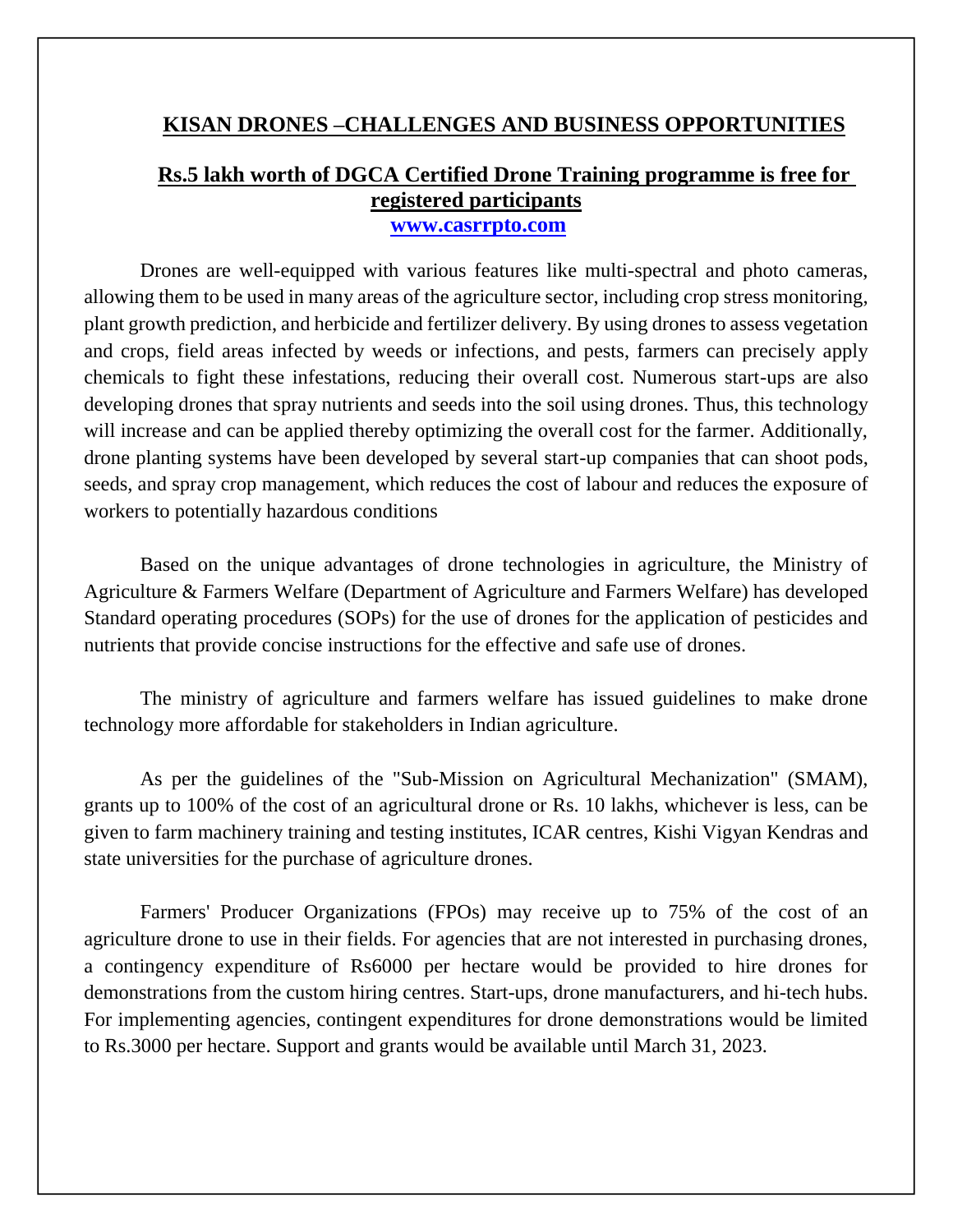## KISAN DRONES –CHALLENGES AND BUSINESS OPPORTUNITIES

### Rs.5 lakh worth of DGCA Certified Drone Training programme is free for registered participants

[www.casrrpto.com](http://www.casrrpto.com)

Drones are well-equipped with various features like multi-spectral and photo cameras, allowing them to be used in many areas of the agriculture sector, including crop stress monitoring, plant growth prediction, and herbicide and fertilizer delivery. By using drones to assess vegetation and crops, field areas infected by weeds or infections, and pests, farmers can precisely apply chemicals to fight these infestations, reducing their overall cost. Numerous start-ups are also developing drones that spray nutrients and seeds into the soil using drones. Thus, this technology will increase and can be applied thereby optimizing the overall cost for the farmer. Additionally, drone planting systems have been developed by several start-up companies that can shoot pods, seeds, and spray crop management, which reduces the cost of labour and reduces the exposure of workers to potentially hazardous conditions

Based on the unique advantages of drone technologies in agriculture, the Ministry of Agriculture & Farmers Welfare (Department of Agriculture and Farmers Welfare) has developed Standard operating procedures (SOPs) for the use of drones for the application of pesticides and nutrients that provide concise instructions for the effective and safe use of drones.

The ministry of agriculture and farmers welfare has issued guidelines to make drone technology more affordable for stakeholders in Indian agriculture.

As per the guidelines of the "Sub-Mission on Agricultural Mechanization" (SMAM), grants up to 100% of the cost of an agricultural drone or Rs. 10 lakhs, whichever is less, can be given to farm machinery training and testing institutes, ICAR centres, Kishi Vigyan Kendras and state universities for the purchase of agriculture drones.

Farmers' Producer Organizations (FPOs) may receive up to 75% of the cost of an agriculture drone to use in their fields. For agencies that are not interested in purchasing drones, a contingency expenditure of Rs6000 per hectare would be provided to hire drones for demonstrations from the custom hiring centres. Start-ups, drone manufacturers, and hi-tech hubs. For implementing agencies, contingent expenditures for drone demonstrations would be limited to Rs.3000 per hectare. Support and grants would be available until March 31, 2023.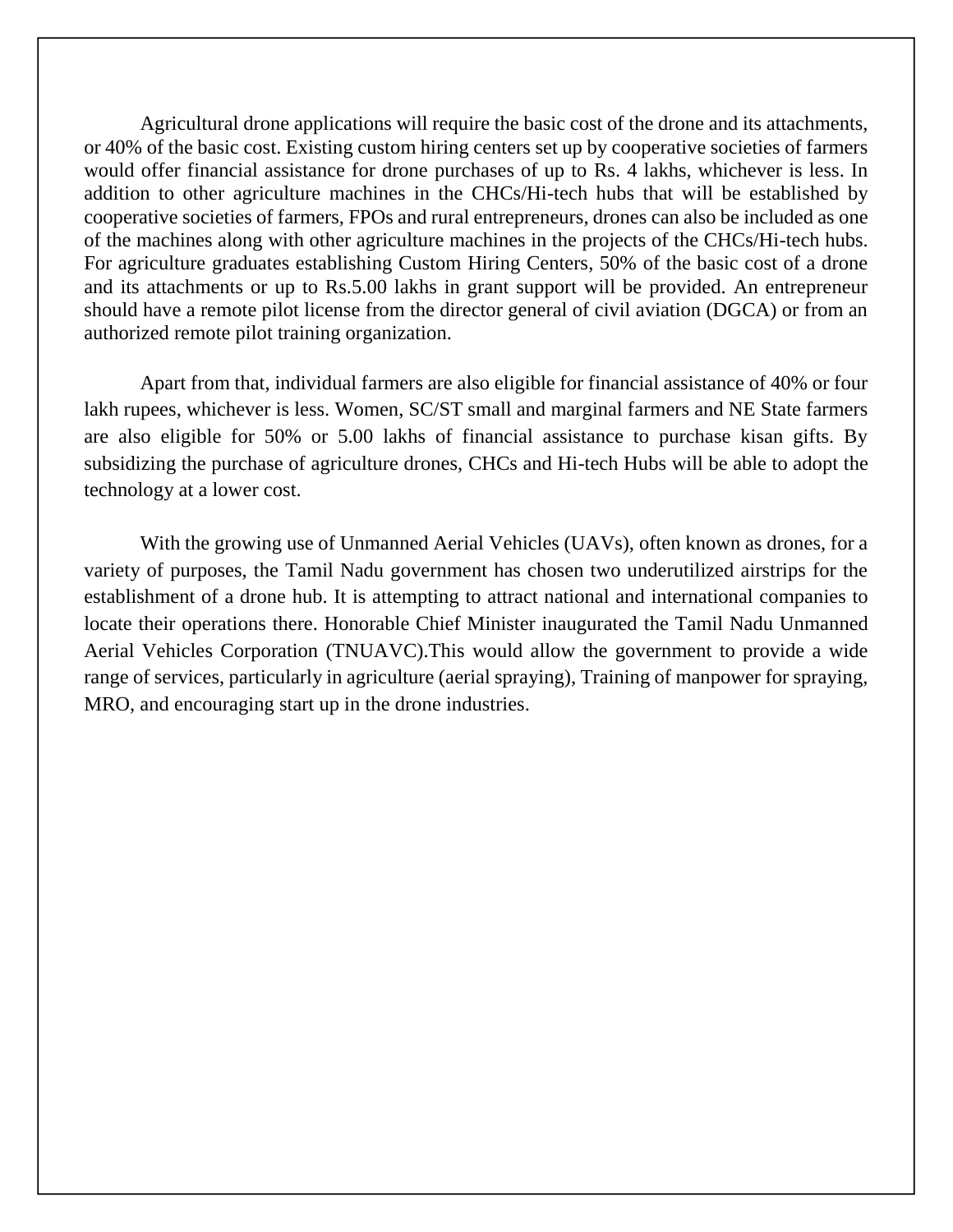Agricultural drone applications will require the basic cost of the drone and its attachments, or 40% of the basic cost. Existing custom hiring centers set up by cooperative societies of farmers would offer financial assistance for drone purchases of up to Rs. 4 lakhs, whichever is less. In addition to other agriculture machines in the CHCs/Hi-tech hubs that will be established by cooperative societies of farmers, FPOs and rural entrepreneurs, drones can also be included as one of the machines along with other agriculture machines in the projects of the CHCs/Hi-tech hubs. For agriculture graduates establishing Custom Hiring Centers, 50% of the basic cost of a drone and its attachments or up to Rs.5.00 lakhs in grant support will be provided. An entrepreneur should have a remote pilot license from the director general of civil aviation (DGCA) or from an authorized remote pilot training organization.

Apart from that, individual farmers are also eligible for financial assistance of 40% or four lakh rupees, whichever is less. Women, SC/ST small and marginal farmers and NE State farmers are also eligible for 50% or 5.00 lakhs of financial assistance to purchase kisan gifts. By subsidizing the purchase of agriculture drones, CHCs and Hi-tech Hubs will be able to adopt the technology at a lower cost.

With the growing use of Unmanned Aerial Vehicles (UAVs), often known as drones, for a variety of purposes, the Tamil Nadu government has chosen two underutilized airstrips for the establishment of a drone hub. It is attempting to attract national and international companies to locate their operations there. Honorable Chief Minister inaugurated the Tamil Nadu Unmanned Aerial Vehicles Corporation (TNUAVC).This would allow the government to provide a wide range of services, particularly in agriculture (aerial spraying), Training of manpower for spraying, MRO, and encouraging start up in the drone industries.